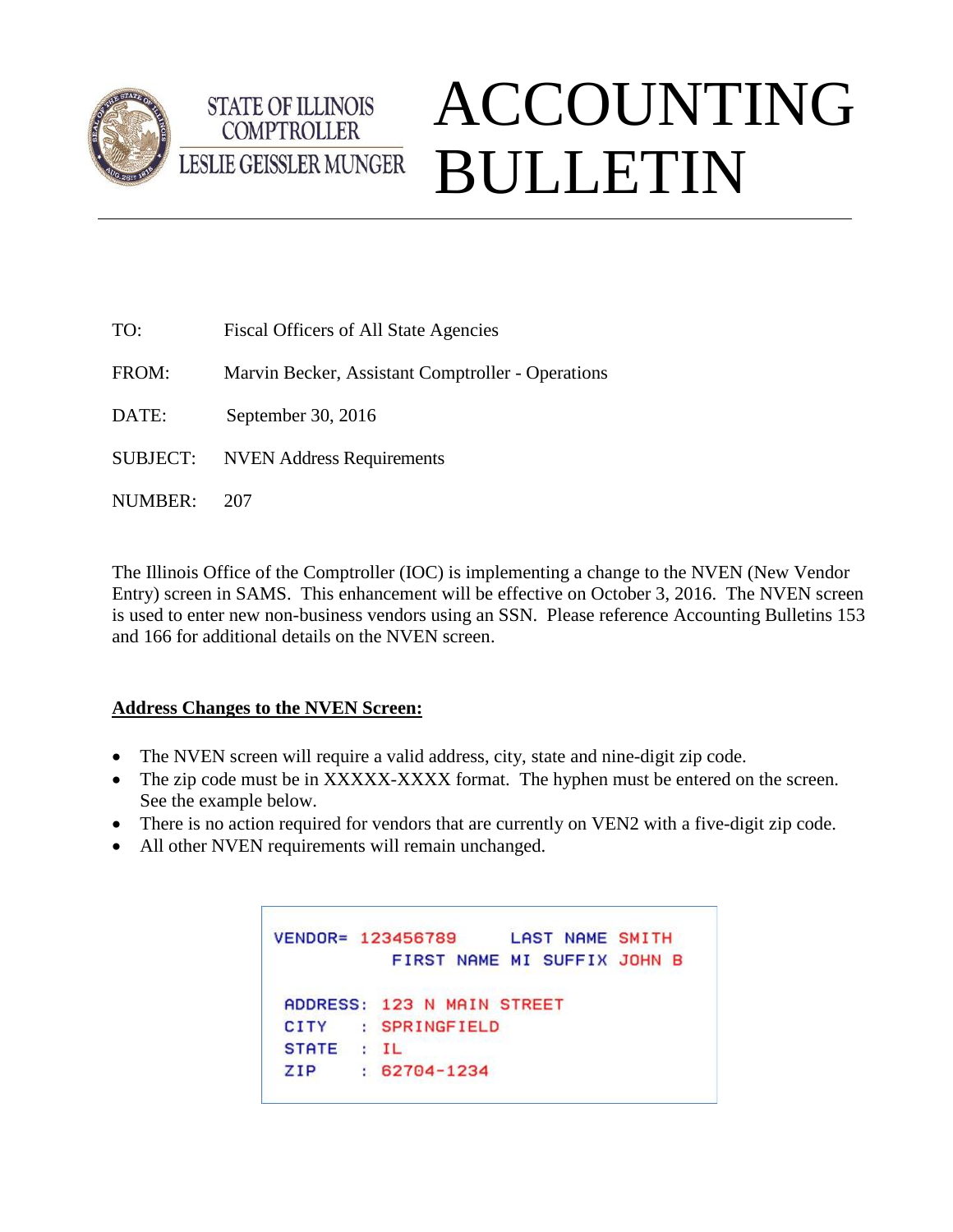STATE OF ILLINOIS
COMPTROLLER
LESLIE GEISSLER MUNGER

# ACCOUNTING BULLETIN

TO: Fiscal Officers of All State Agencies

FROM: Marvin Becker, Assistant Comptroller - Operations

DATE: September 30, 2016

SUBJECT: NVEN Address Requirements

NUMBER: 207

The Illinois Office of the Comptroller (IOC) is implementing a change to the NVEN (New Vendor Entry) screen in SAMS. This enhancement will be effective on October 3, 2016. The NVEN screen is used to enter new non-business vendors using an SSN. Please reference Accounting Bulletins 153 and 166 for additional details on the NVEN screen.

**<u>Address Changes to the NVEN Screen:</u>**

- The NVEN screen will require a valid address, city, state and nine-digit zip code.
- The zip code must be in XXXXX-XXXX format. The hyphen must be entered on the screen. See the example below.
- There is no action required for vendors that are currently on VEN2 with a five-digit zip code.
- All other NVEN requirements will remain unchanged.

```
VENDOR= 123456789      LAST NAME SMITH
           FIRST NAME MI SUFFIX JOHN B

 ADDRESS: 123 N MAIN STREET
 CITY   : SPRINGFIELD
 STATE  : IL
 ZIP    : 62704-1234
```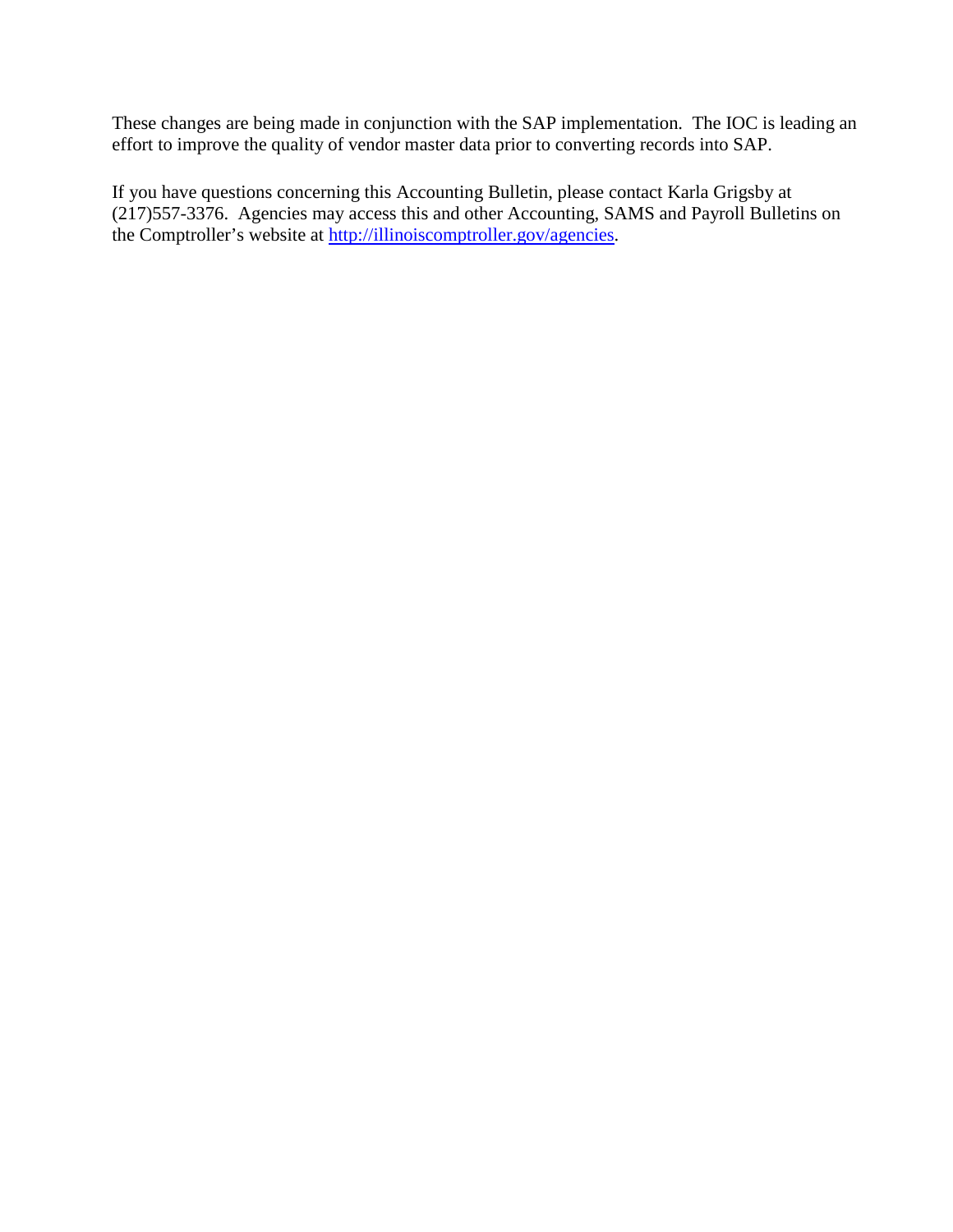These changes are being made in conjunction with the SAP implementation. The IOC is leading an effort to improve the quality of vendor master data prior to converting records into SAP.

If you have questions concerning this Accounting Bulletin, please contact Karla Grigsby at (217)557-3376. Agencies may access this and other Accounting, SAMS and Payroll Bulletins on the Comptroller's website at [http://illinoiscomptroller.gov/agencies](http://illinoiscomptroller.gov/agencies).